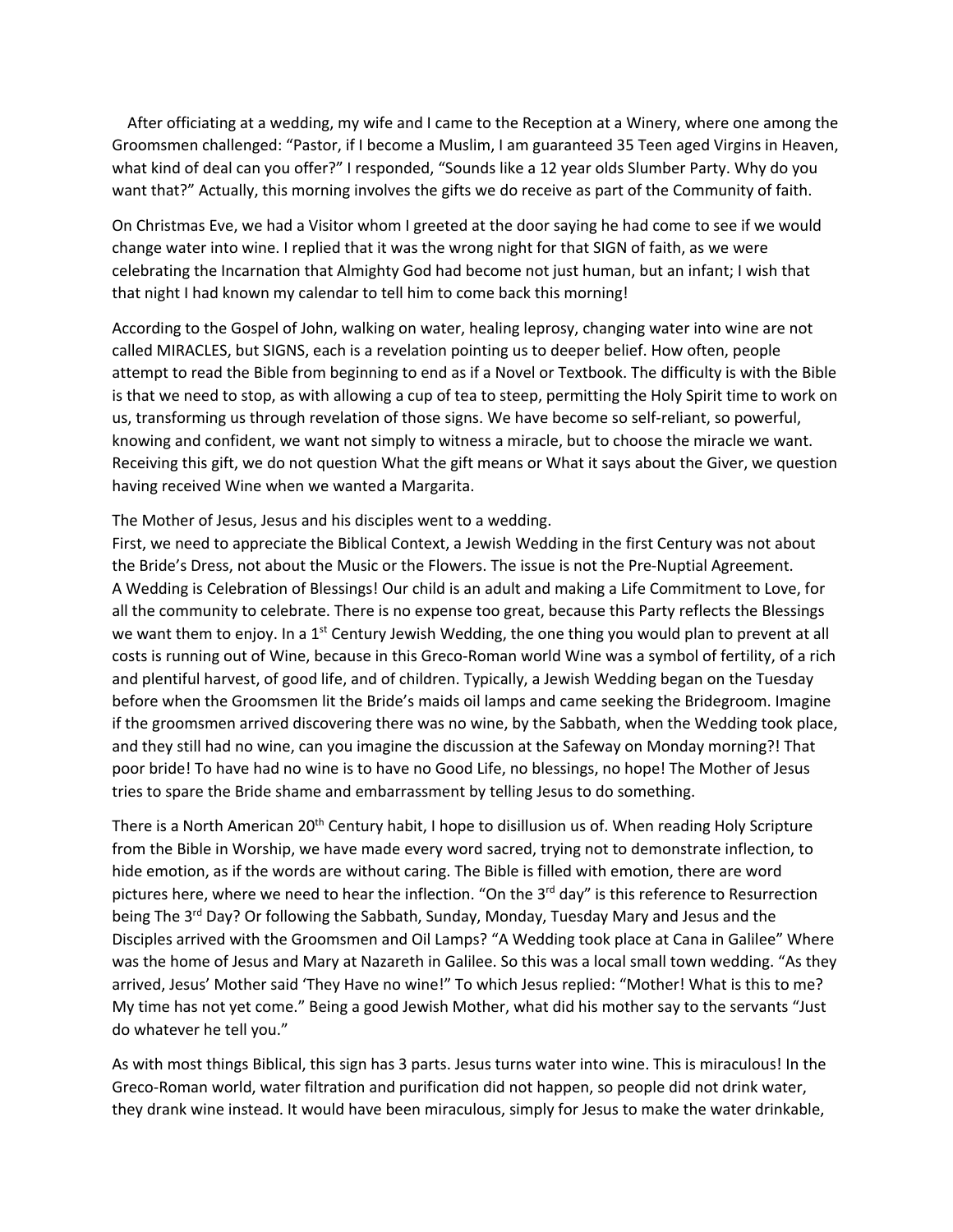After officiating at a wedding, my wife and I came to the Reception at a Winery, where one among the Groomsmen challenged: "Pastor, if I become a Muslim, I am guaranteed 35 Teen aged Virgins in Heaven, what kind of deal can you offer?" I responded, "Sounds like a 12 year olds Slumber Party. Why do you want that?" Actually, this morning involves the gifts we do receive as part of the Community of faith.

On Christmas Eve, we had a Visitor whom I greeted at the door saying he had come to see if we would change water into wine. I replied that it was the wrong night for that SIGN of faith, as we were celebrating the Incarnation that Almighty God had become not just human, but an infant; I wish that that night I had known my calendar to tell him to come back this morning!

According to the Gospel of John, walking on water, healing leprosy, changing water into wine are not called MIRACLES, but SIGNS, each is a revelation pointing us to deeper belief. How often, people attempt to read the Bible from beginning to end as if a Novel or Textbook. The difficulty is with the Bible is that we need to stop, as with allowing a cup of tea to steep, permitting the Holy Spirit time to work on us, transforming us through revelation of those signs. We have become so self-reliant, so powerful, knowing and confident, we want not simply to witness a miracle, but to choose the miracle we want. Receiving this gift, we do not question What the gift means or What it says about the Giver, we question having received Wine when we wanted a Margarita.

The Mother of Jesus, Jesus and his disciples went to a wedding.
First, we need to appreciate the Biblical Context, a Jewish Wedding in the first Century was not about the Bride's Dress, not about the Music or the Flowers. The issue is not the Pre-Nuptial Agreement. A Wedding is Celebration of Blessings! Our child is an adult and making a Life Commitment to Love, for all the community to celebrate. There is no expense too great, because this Party reflects the Blessings we want them to enjoy. In a 1st Century Jewish Wedding, the one thing you would plan to prevent at all costs is running out of Wine, because in this Greco-Roman world Wine was a symbol of fertility, of a rich and plentiful harvest, of good life, and of children. Typically, a Jewish Wedding began on the Tuesday before when the Groomsmen lit the Bride's maids oil lamps and came seeking the Bridegroom. Imagine if the groomsmen arrived discovering there was no wine, by the Sabbath, when the Wedding took place, and they still had no wine, can you imagine the discussion at the Safeway on Monday morning?! That poor bride! To have had no wine is to have no Good Life, no blessings, no hope! The Mother of Jesus tries to spare the Bride shame and embarrassment by telling Jesus to do something.

There is a North American 20th Century habit, I hope to disillusion us of. When reading Holy Scripture from the Bible in Worship, we have made every word sacred, trying not to demonstrate inflection, to hide emotion, as if the words are without caring. The Bible is filled with emotion, there are word pictures here, where we need to hear the inflection. "On the 3rd day" is this reference to Resurrection being The 3rd Day? Or following the Sabbath, Sunday, Monday, Tuesday Mary and Jesus and the Disciples arrived with the Groomsmen and Oil Lamps? "A Wedding took place at Cana in Galilee" Where was the home of Jesus and Mary at Nazareth in Galilee. So this was a local small town wedding. "As they arrived, Jesus' Mother said 'They Have no wine!" To which Jesus replied: "Mother! What is this to me? My time has not yet come." Being a good Jewish Mother, what did his mother say to the servants "Just do whatever he tell you."

As with most things Biblical, this sign has 3 parts. Jesus turns water into wine. This is miraculous! In the Greco-Roman world, water filtration and purification did not happen, so people did not drink water, they drank wine instead. It would have been miraculous, simply for Jesus to make the water drinkable,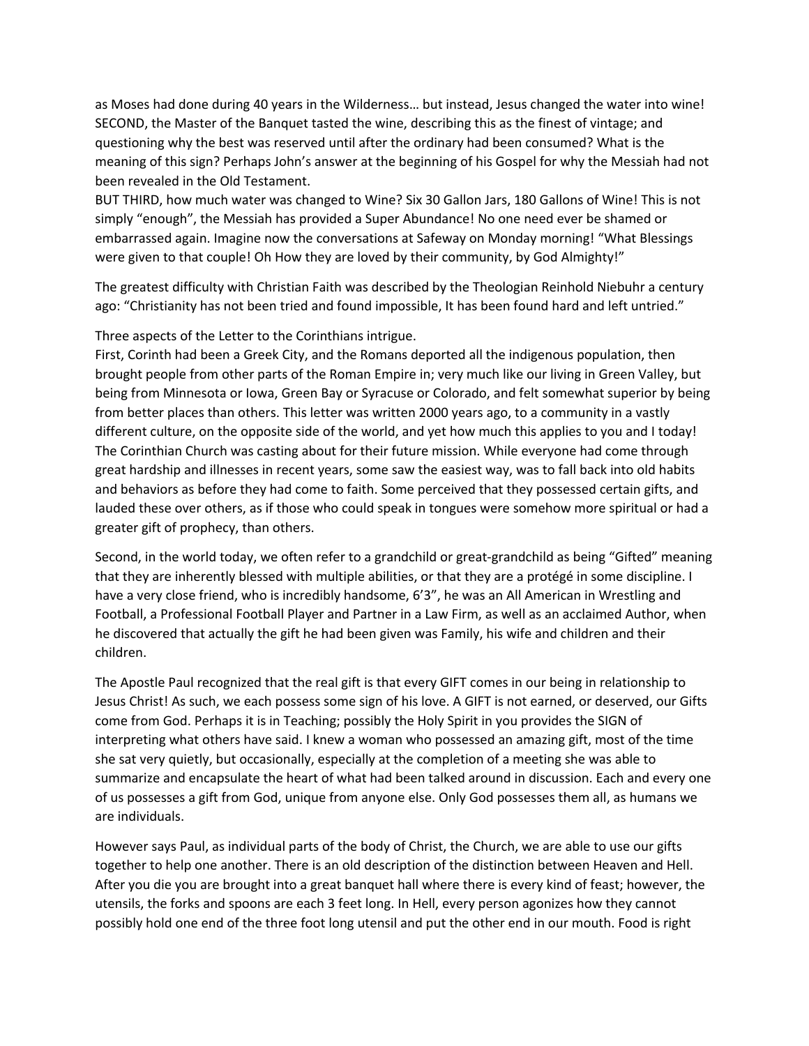as Moses had done during 40 years in the Wilderness… but instead, Jesus changed the water into wine! SECOND, the Master of the Banquet tasted the wine, describing this as the finest of vintage; and questioning why the best was reserved until after the ordinary had been consumed? What is the meaning of this sign? Perhaps John's answer at the beginning of his Gospel for why the Messiah had not been revealed in the Old Testament.
BUT THIRD, how much water was changed to Wine? Six 30 Gallon Jars, 180 Gallons of Wine! This is not simply "enough", the Messiah has provided a Super Abundance! No one need ever be shamed or embarrassed again. Imagine now the conversations at Safeway on Monday morning! "What Blessings were given to that couple! Oh How they are loved by their community, by God Almighty!"

The greatest difficulty with Christian Faith was described by the Theologian Reinhold Niebuhr a century ago: "Christianity has not been tried and found impossible, It has been found hard and left untried."

Three aspects of the Letter to the Corinthians intrigue.
First, Corinth had been a Greek City, and the Romans deported all the indigenous population, then brought people from other parts of the Roman Empire in; very much like our living in Green Valley, but being from Minnesota or Iowa, Green Bay or Syracuse or Colorado, and felt somewhat superior by being from better places than others. This letter was written 2000 years ago, to a community in a vastly different culture, on the opposite side of the world, and yet how much this applies to you and I today! The Corinthian Church was casting about for their future mission. While everyone had come through great hardship and illnesses in recent years, some saw the easiest way, was to fall back into old habits and behaviors as before they had come to faith. Some perceived that they possessed certain gifts, and lauded these over others, as if those who could speak in tongues were somehow more spiritual or had a greater gift of prophecy, than others.

Second, in the world today, we often refer to a grandchild or great-grandchild as being "Gifted" meaning that they are inherently blessed with multiple abilities, or that they are a protégé in some discipline. I have a very close friend, who is incredibly handsome, 6'3", he was an All American in Wrestling and Football, a Professional Football Player and Partner in a Law Firm, as well as an acclaimed Author, when he discovered that actually the gift he had been given was Family, his wife and children and their children.

The Apostle Paul recognized that the real gift is that every GIFT comes in our being in relationship to Jesus Christ! As such, we each possess some sign of his love. A GIFT is not earned, or deserved, our Gifts come from God. Perhaps it is in Teaching; possibly the Holy Spirit in you provides the SIGN of interpreting what others have said. I knew a woman who possessed an amazing gift, most of the time she sat very quietly, but occasionally, especially at the completion of a meeting she was able to summarize and encapsulate the heart of what had been talked around in discussion. Each and every one of us possesses a gift from God, unique from anyone else. Only God possesses them all, as humans we are individuals.

However says Paul, as individual parts of the body of Christ, the Church, we are able to use our gifts together to help one another. There is an old description of the distinction between Heaven and Hell. After you die you are brought into a great banquet hall where there is every kind of feast; however, the utensils, the forks and spoons are each 3 feet long. In Hell, every person agonizes how they cannot possibly hold one end of the three foot long utensil and put the other end in our mouth. Food is right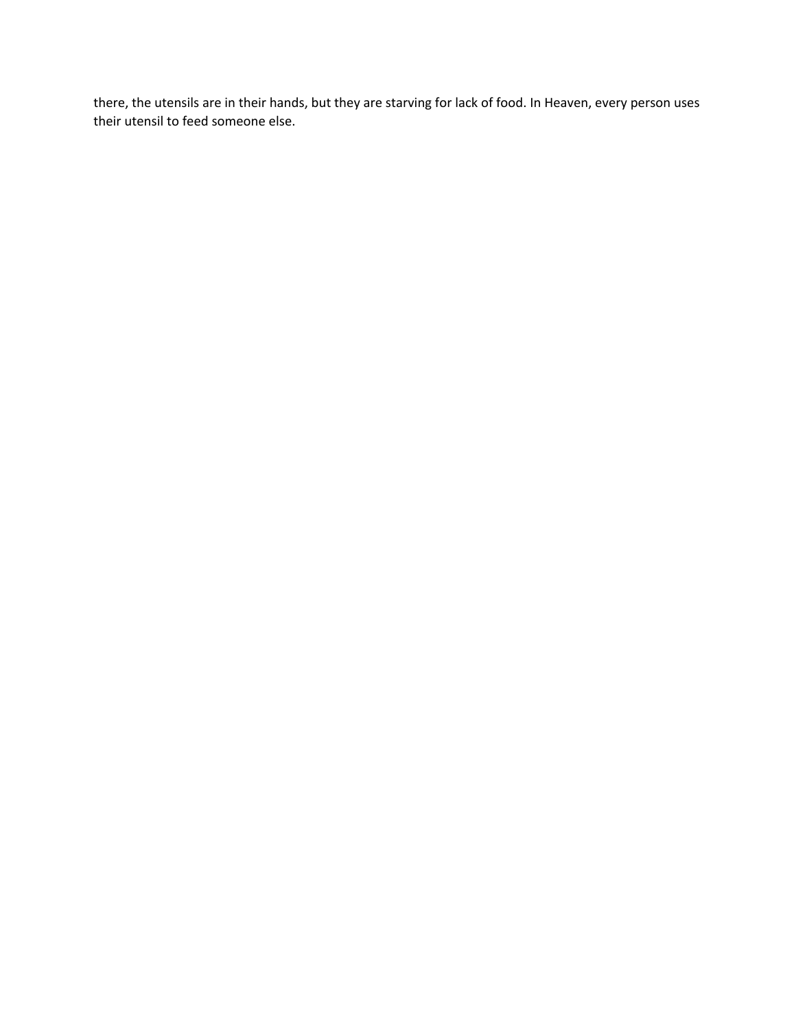there, the utensils are in their hands, but they are starving for lack of food. In Heaven, every person uses their utensil to feed someone else.